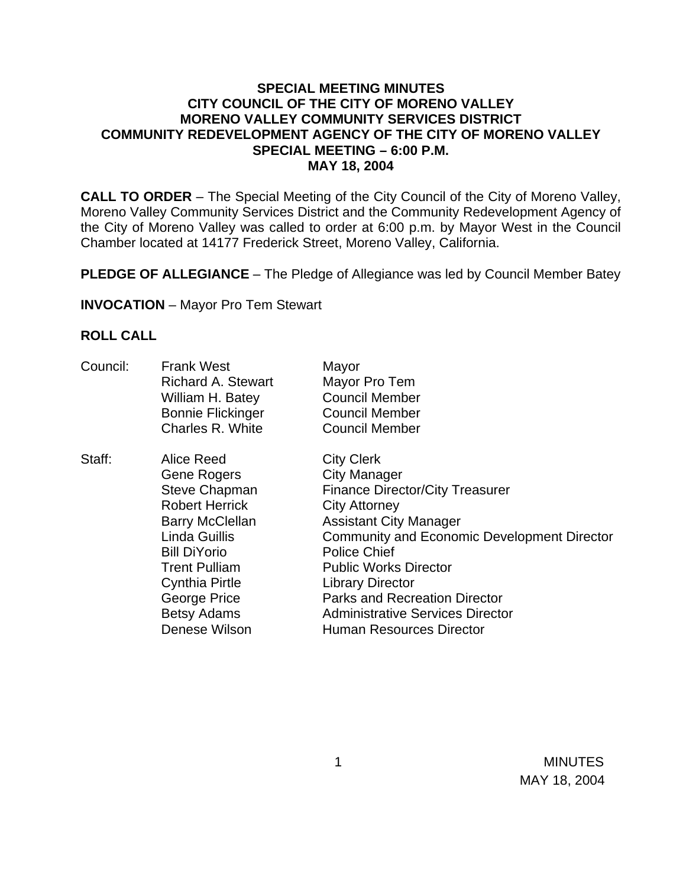**SPECIAL MEETING MINUTES**
**CITY COUNCIL OF THE CITY OF MORENO VALLEY**
**MORENO VALLEY COMMUNITY SERVICES DISTRICT**
**COMMUNITY REDEVELOPMENT AGENCY OF THE CITY OF MORENO VALLEY**
**SPECIAL MEETING – 6:00 P.M.**
**MAY 18, 2004**

**CALL TO ORDER** – The Special Meeting of the City Council of the City of Moreno Valley, Moreno Valley Community Services District and the Community Redevelopment Agency of the City of Moreno Valley was called to order at 6:00 p.m. by Mayor West in the Council Chamber located at 14177 Frederick Street, Moreno Valley, California.

**PLEDGE OF ALLEGIANCE** – The Pledge of Allegiance was led by Council Member Batey

**INVOCATION** – Mayor Pro Tem Stewart

**ROLL CALL**

| | | |
|---|---|---|
| Council: | Frank West | Mayor |
| | Richard A. Stewart | Mayor Pro Tem |
| | William H. Batey | Council Member |
| | Bonnie Flickinger | Council Member |
| | Charles R. White | Council Member |
| Staff: | Alice Reed | City Clerk |
| | Gene Rogers | City Manager |
| | Steve Chapman | Finance Director/City Treasurer |
| | Robert Herrick | City Attorney |
| | Barry McClellan | Assistant City Manager |
| | Linda Guillis | Community and Economic Development Director |
| | Bill DiYorio | Police Chief |
| | Trent Pulliam | Public Works Director |
| | Cynthia Pirtle | Library Director |
| | George Price | Parks and Recreation Director |
| | Betsy Adams | Administrative Services Director |
| | Denese Wilson | Human Resources Director |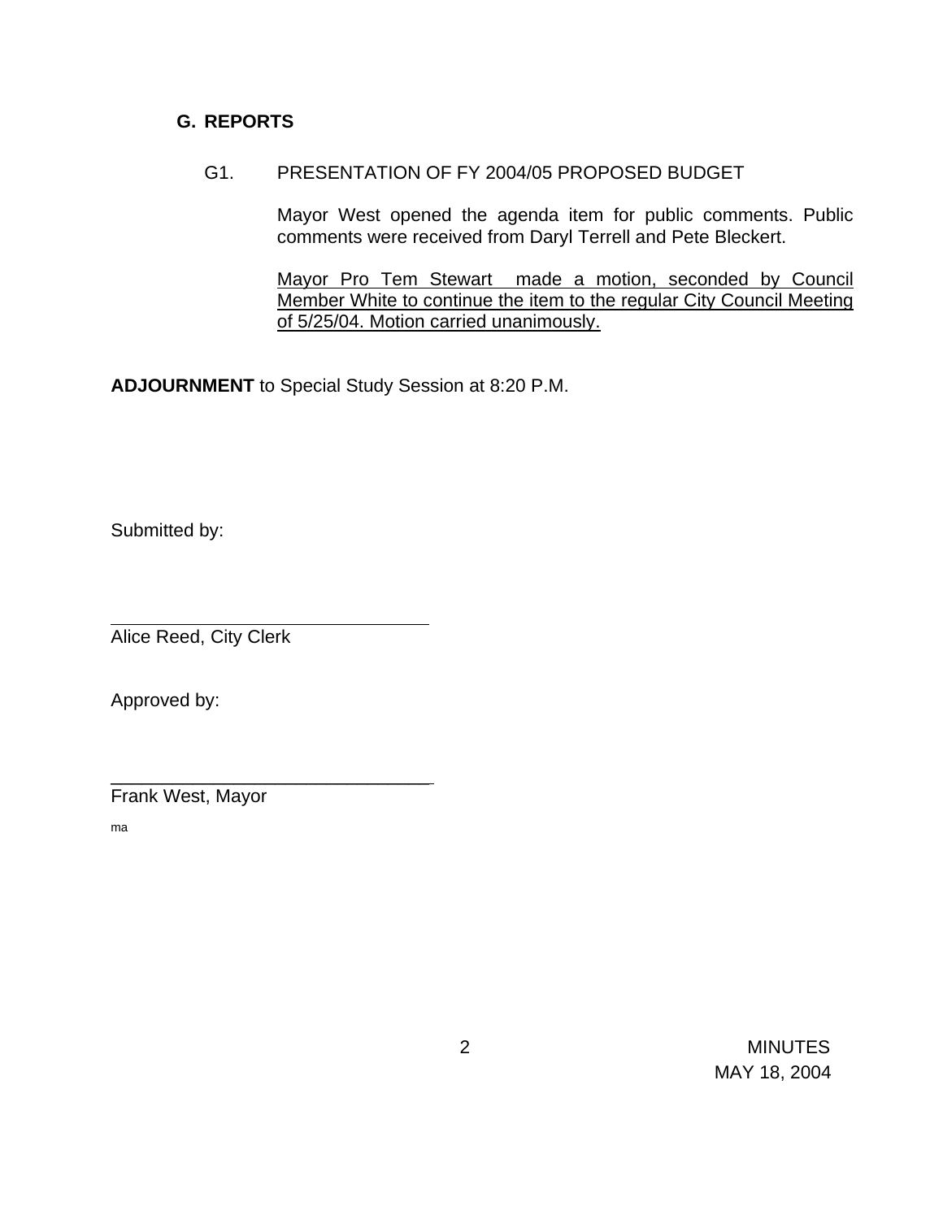## G. REPORTS

G1. PRESENTATION OF FY 2004/05 PROPOSED BUDGET

Mayor West opened the agenda item for public comments. Public comments were received from Daryl Terrell and Pete Bleckert.

Mayor Pro Tem Stewart made a motion, seconded by Council Member White to continue the item to the regular City Council Meeting of 5/25/04. Motion carried unanimously.

**ADJOURNMENT** to Special Study Session at 8:20 P.M.

Submitted by:

\_\_\_\_\_\_\_\_\_\_\_\_\_\_\_\_\_\_\_\_\_\_\_\_\_\_\_\_\_\_\_\_

Alice Reed, City Clerk

Approved by:

\_\_\_\_\_\_\_\_\_\_\_\_\_\_\_\_\_\_\_\_\_\_\_\_\_\_\_\_\_\_\_\_

Frank West, Mayor

ma